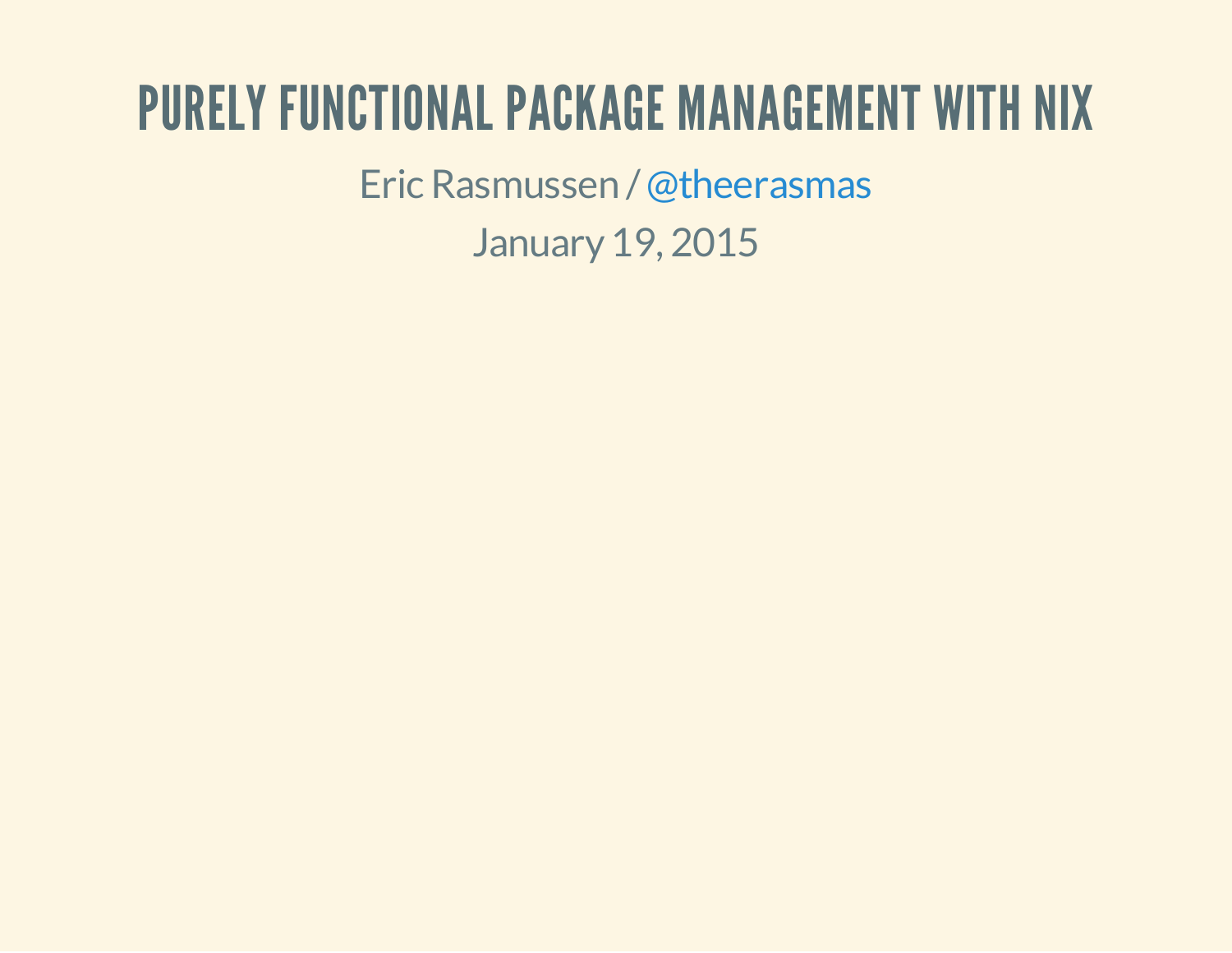# PURELY FUNCTIONAL PACKAGE MANAGEMENT WITH NIX

Eric Rasmussen / @theerasmas

January 19, 2015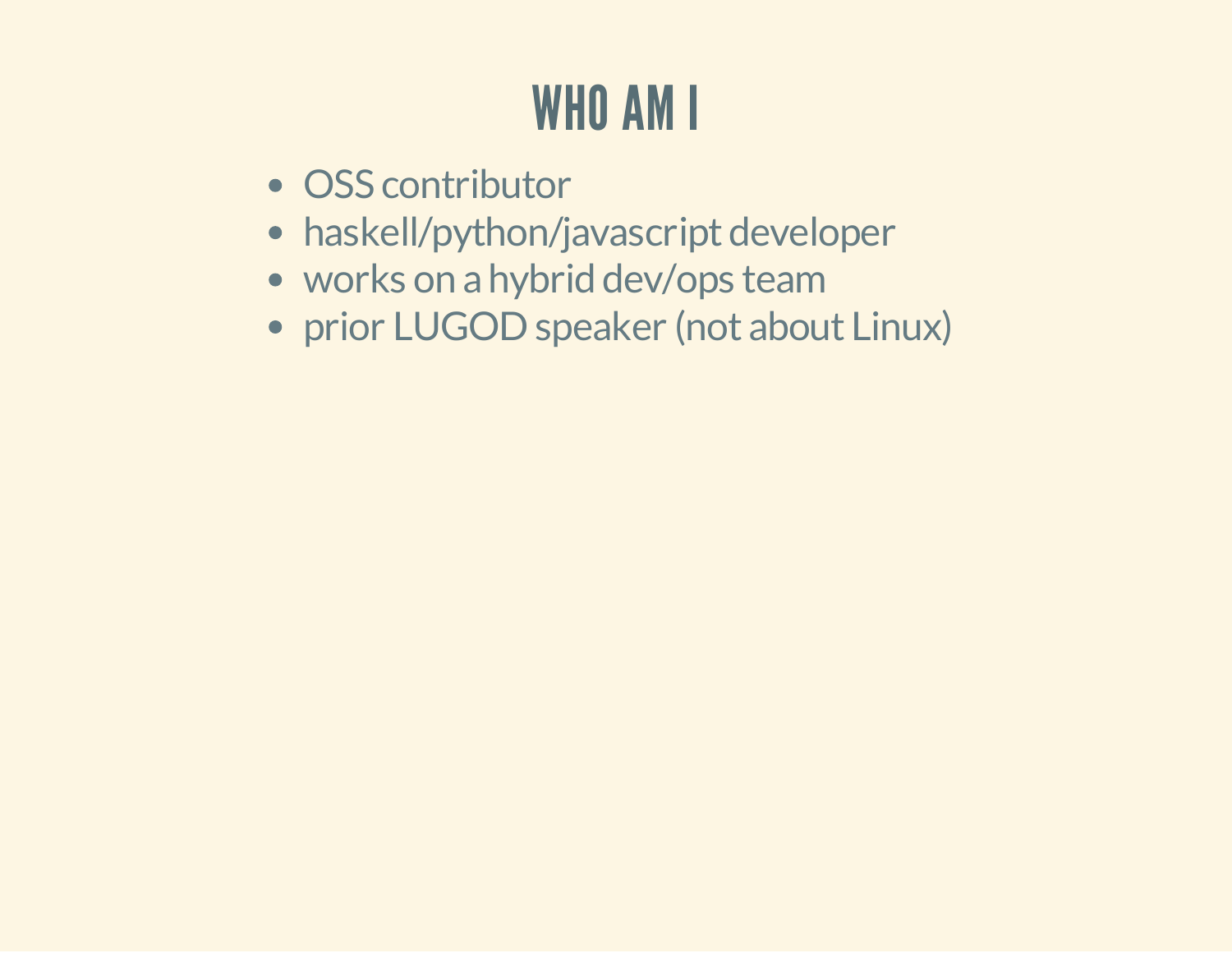# WHO AM I

- OSS contributor
- haskell/python/javascript developer
- works on a hybrid dev/ops team
- prior LUGOD speaker (not about Linux)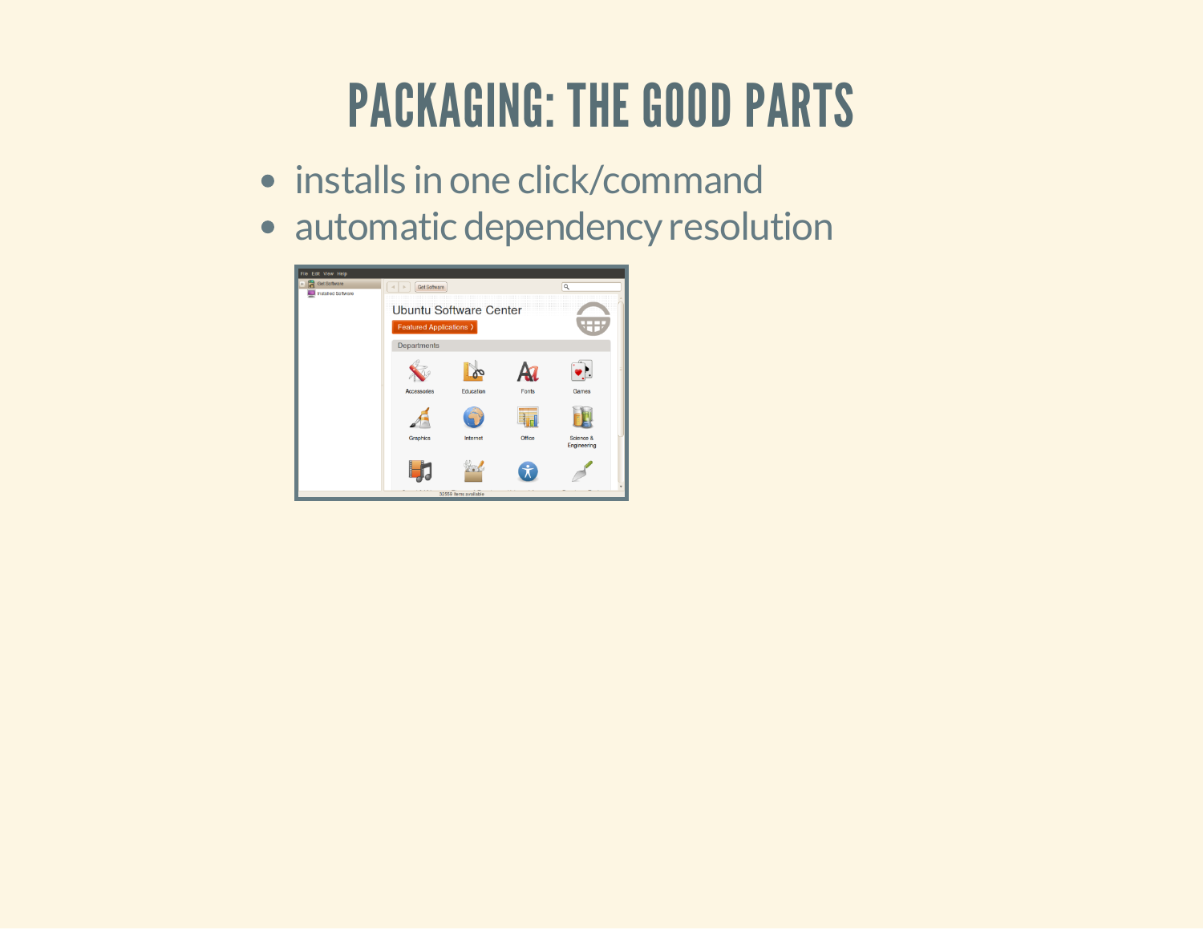# PACKAGING: THE GOOD PARTS

- installs in one click/command
- automatic dependency resolution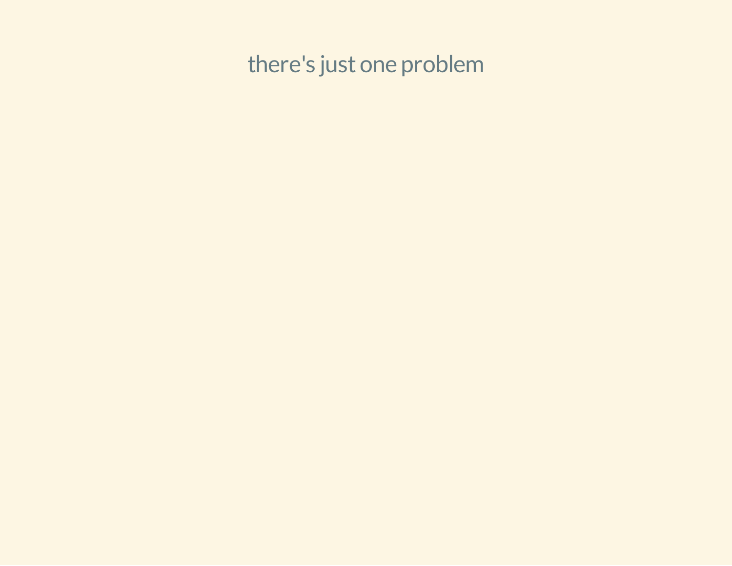there's just one problem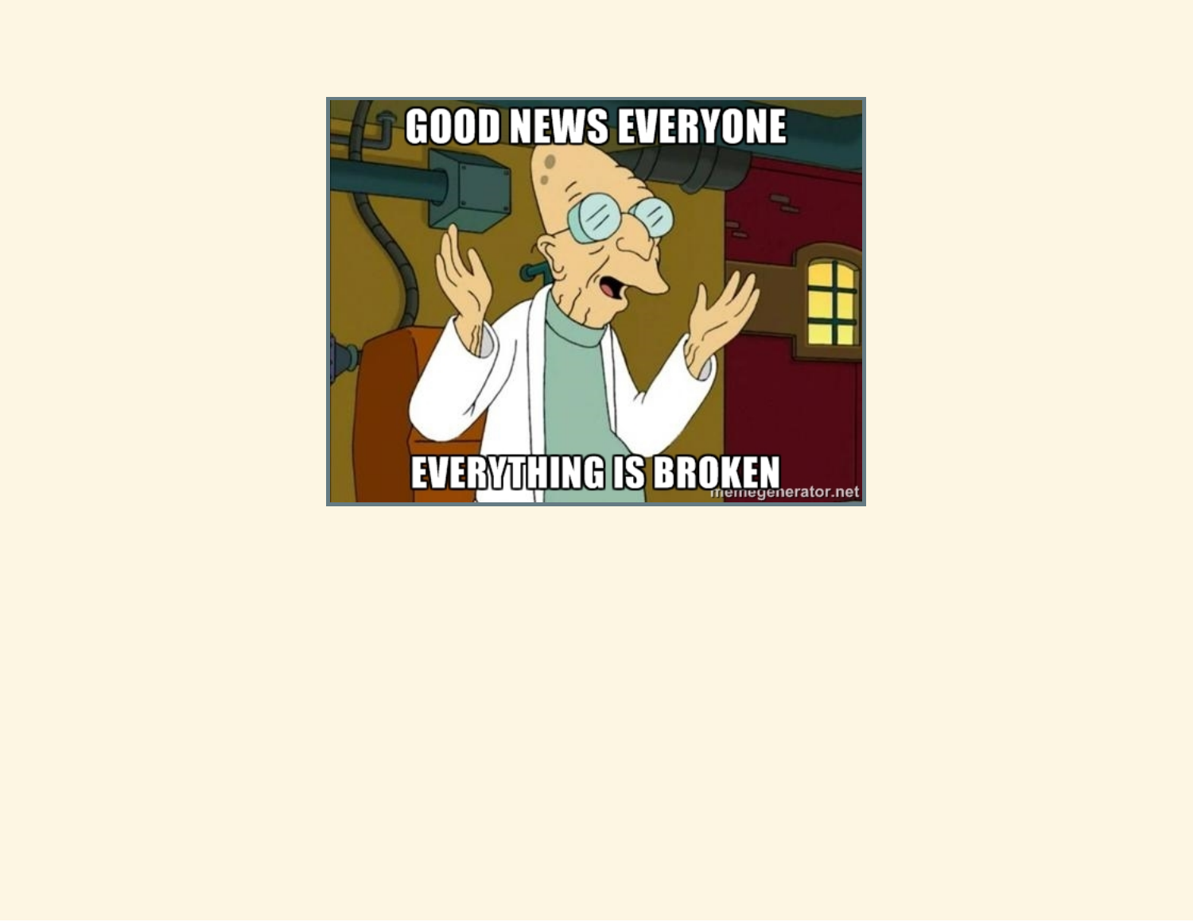GOOD NEWS EVERYONE

EVERYTHING IS BROKEN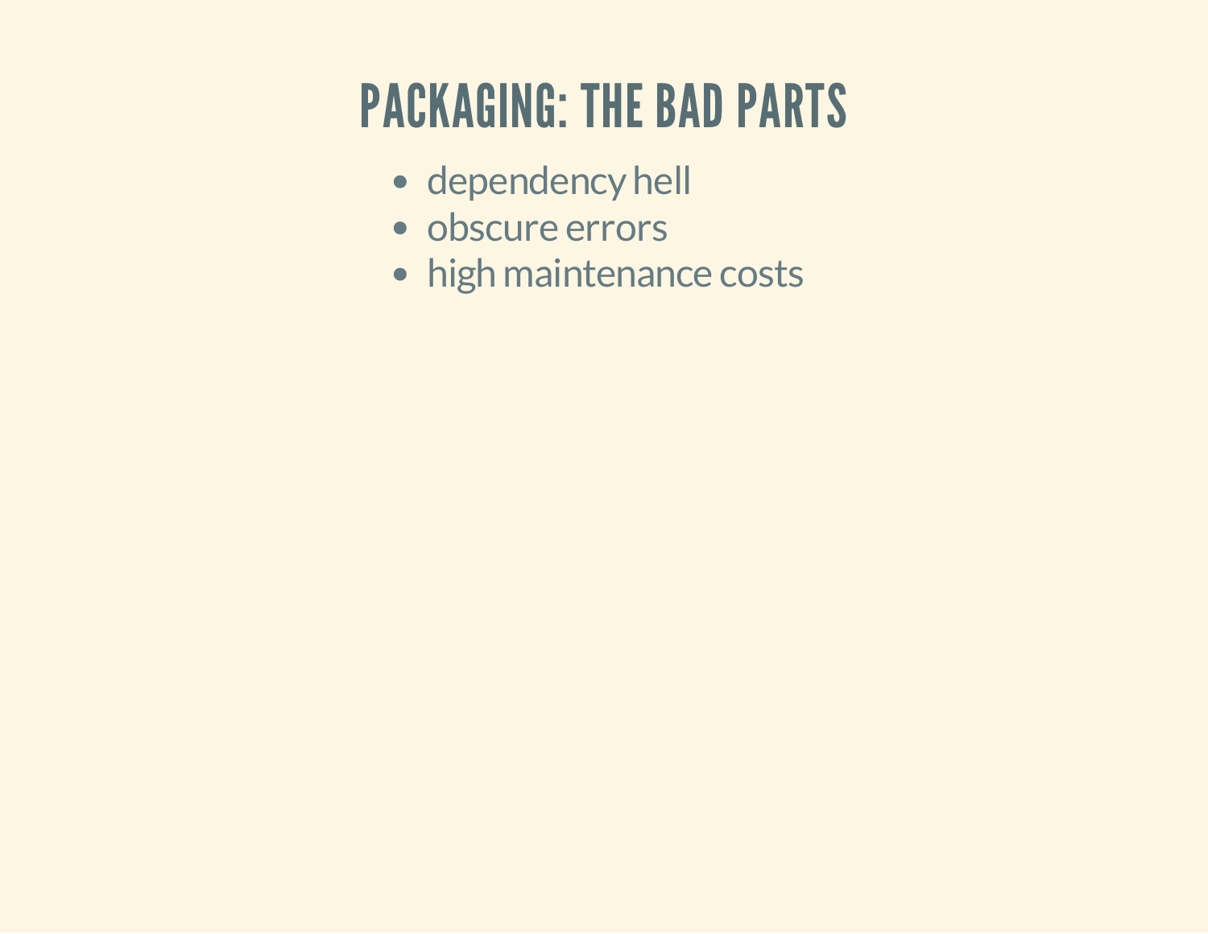# PACKAGING: THE BAD PARTS

- dependency hell
- obscure errors
- high maintenance costs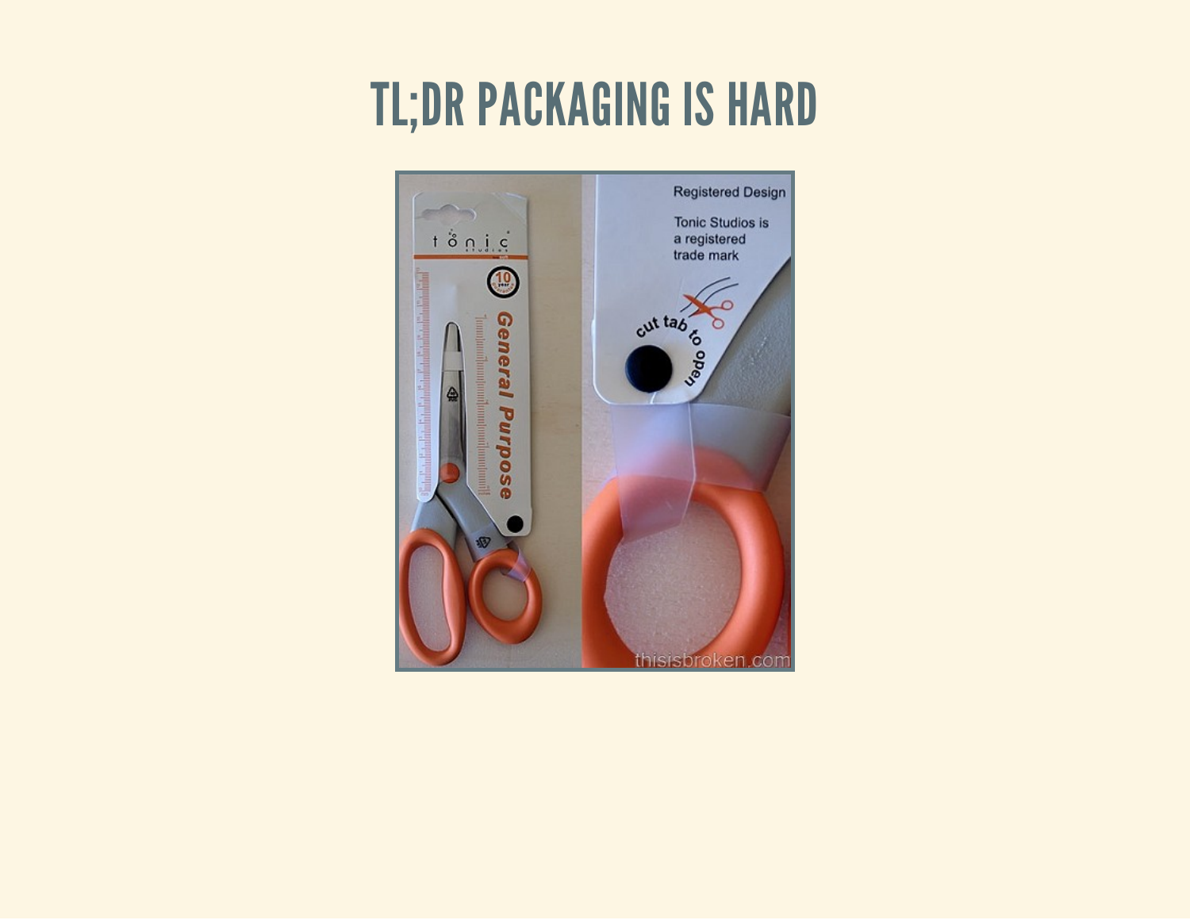# TL;DR PACKAGING IS HARD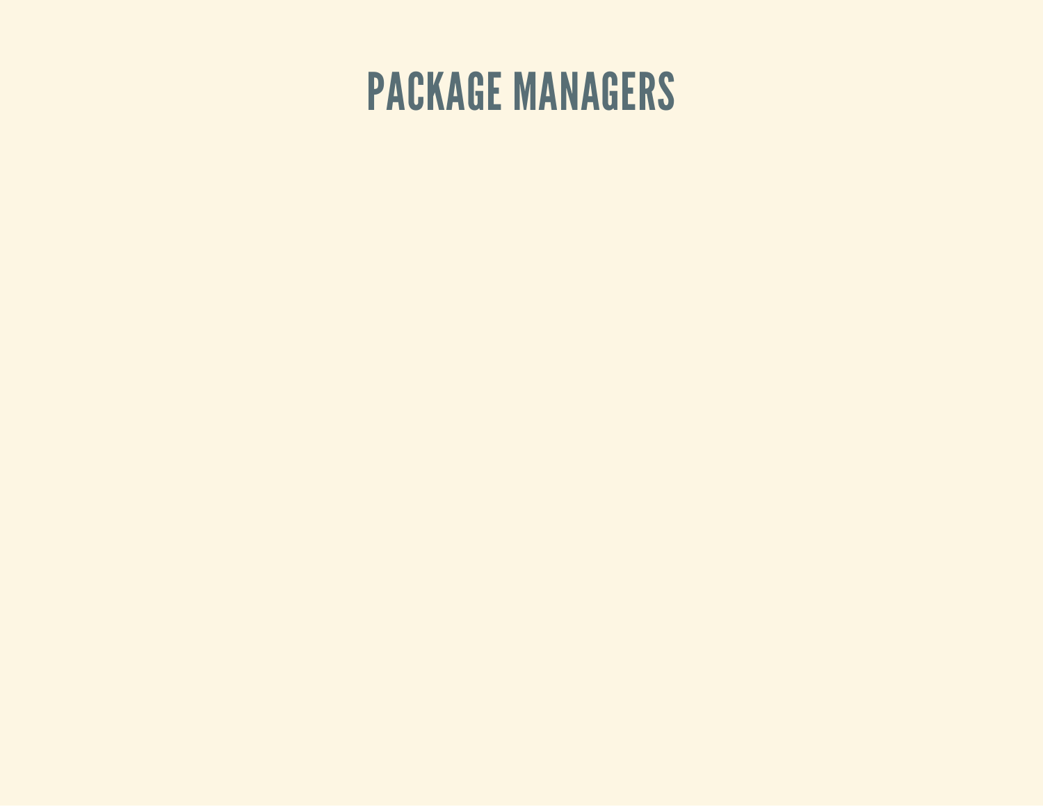# PACKAGE MANAGERS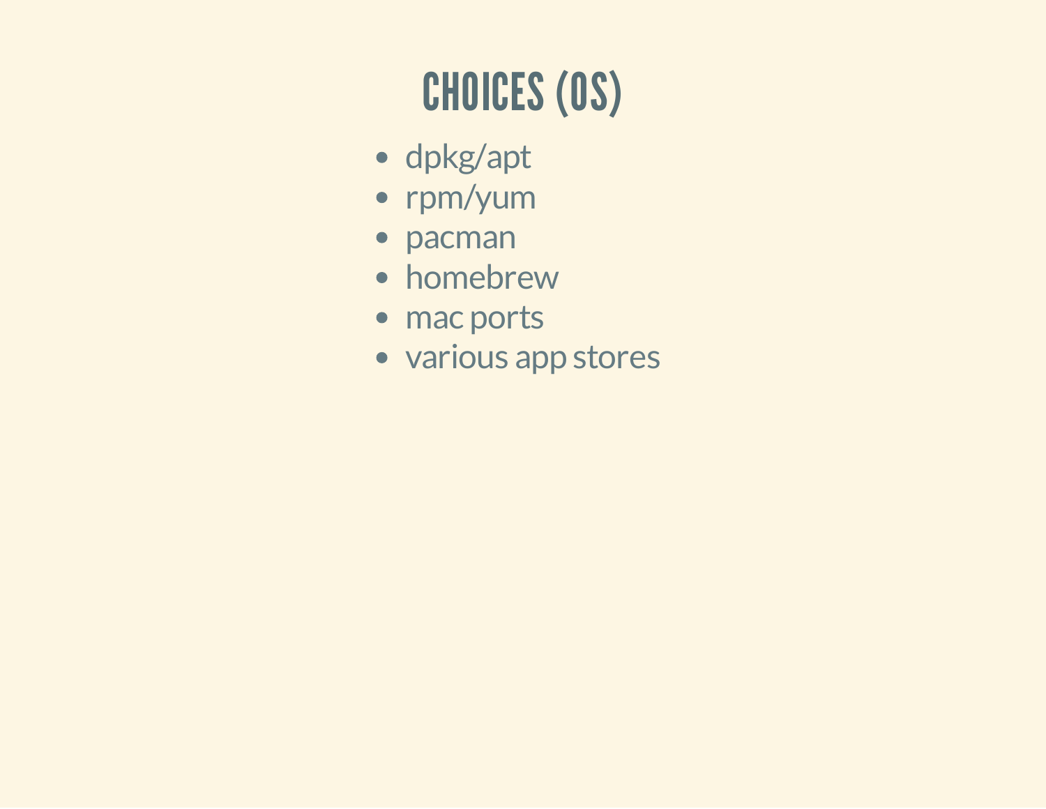# CHOICES (OS)

- dpkg/apt
- rpm/yum
- pacman
- homebrew
- mac ports
- various app stores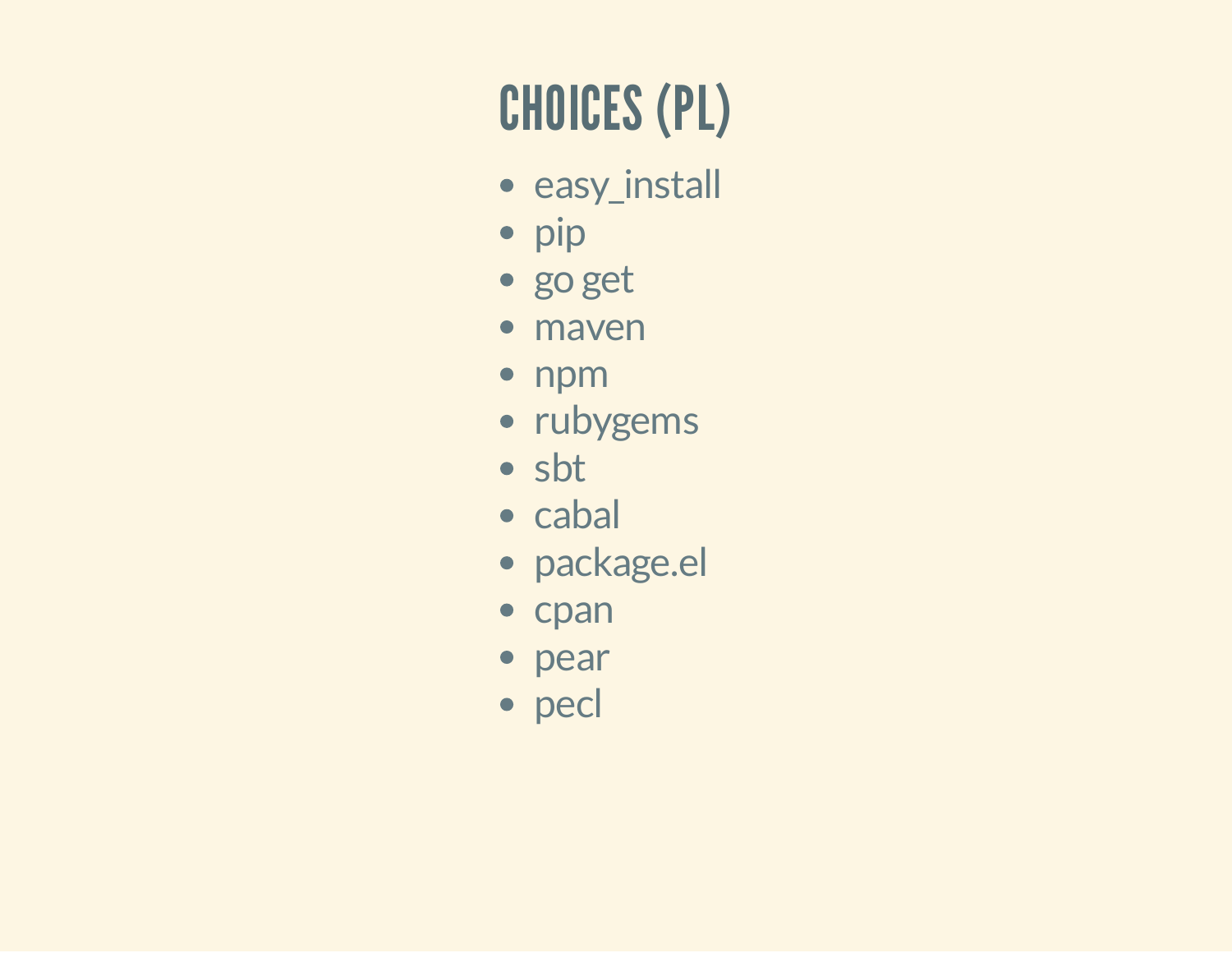# CHOICES (PL)

- easy_install
- pip
- go get
- maven
- npm
- rubygems
- sbt
- cabal
- package.el
- cpan
- pear
- pecl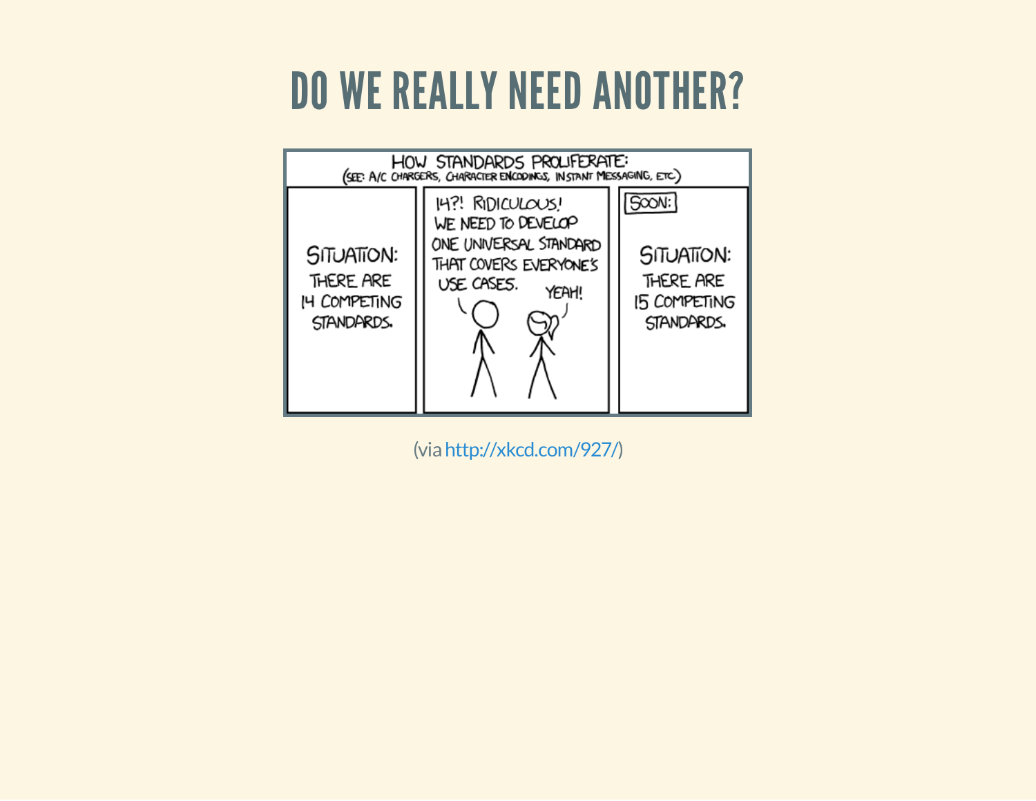# DO WE REALLY NEED ANOTHER?

(via http://xkcd.com/927/)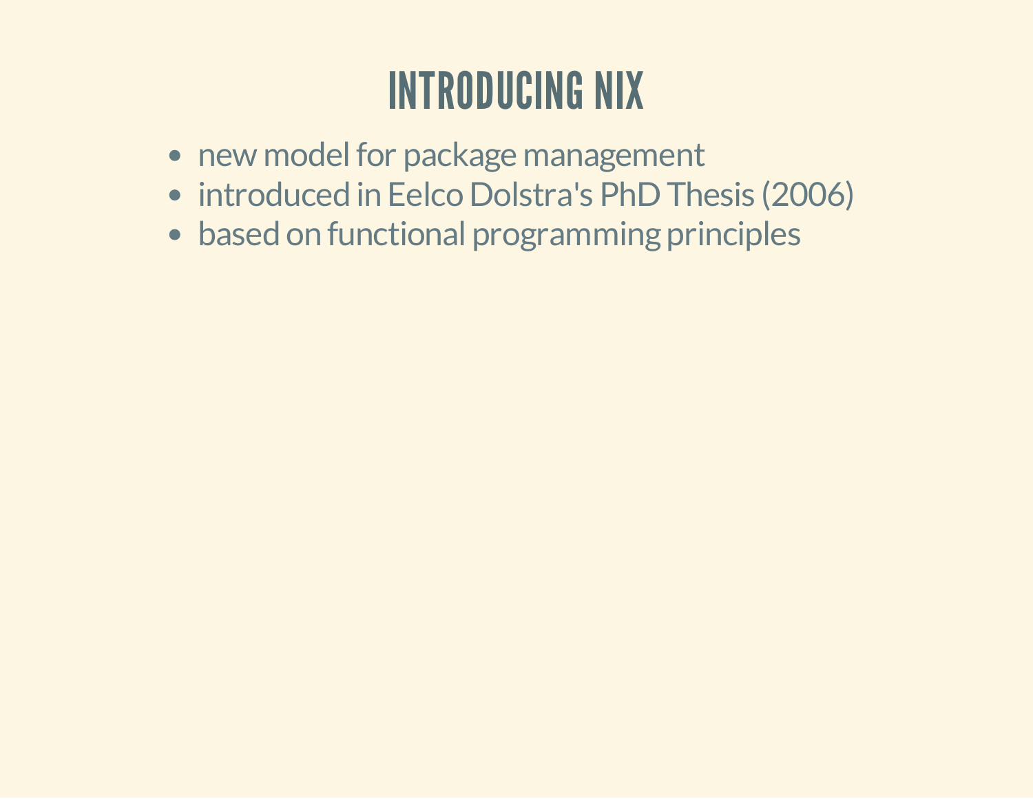# INTRODUCING NIX

- new model for package management
- introduced in Eelco Dolstra's PhD Thesis (2006)
- based on functional programming principles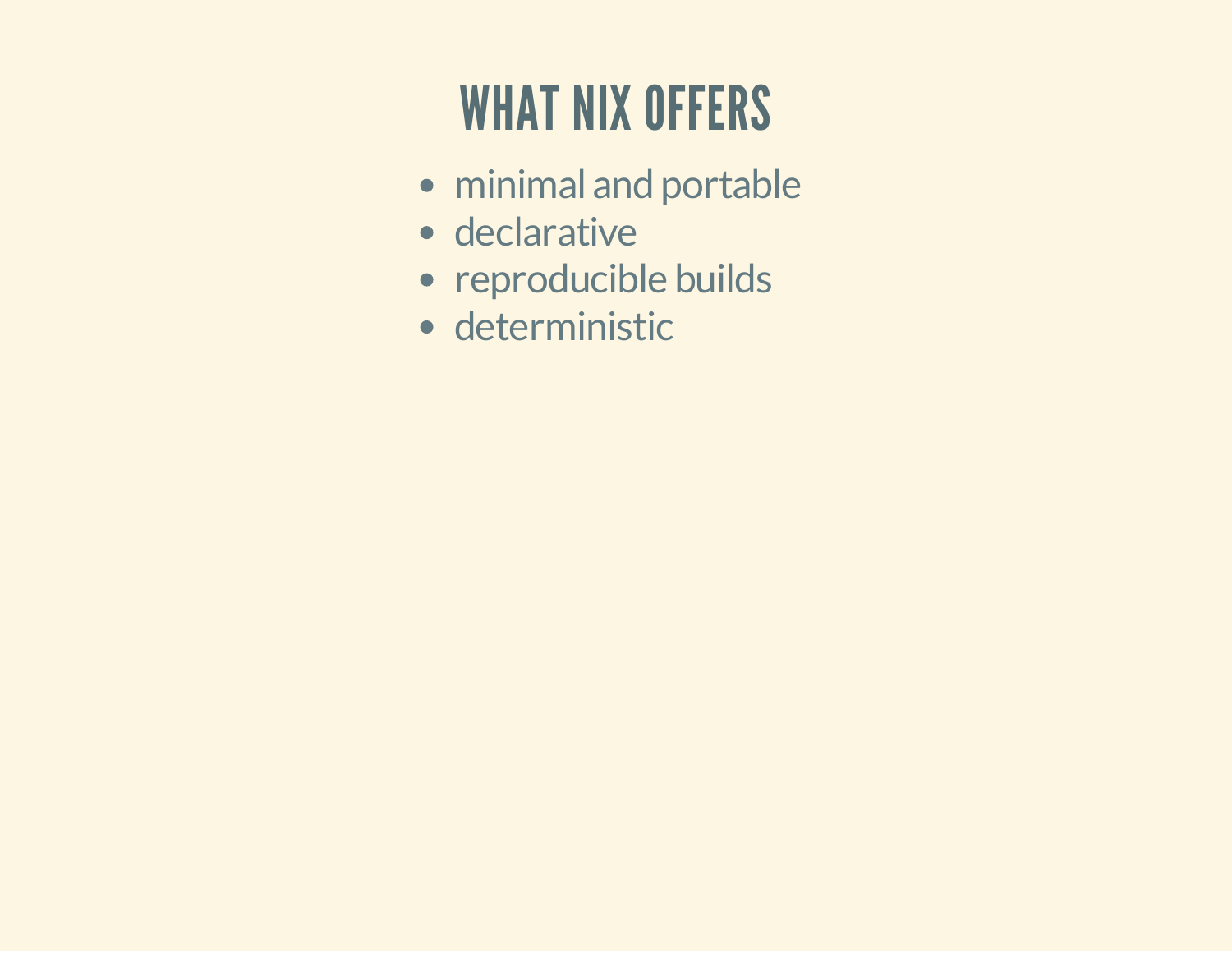# WHAT NIX OFFERS

- minimal and portable
- declarative
- reproducible builds
- deterministic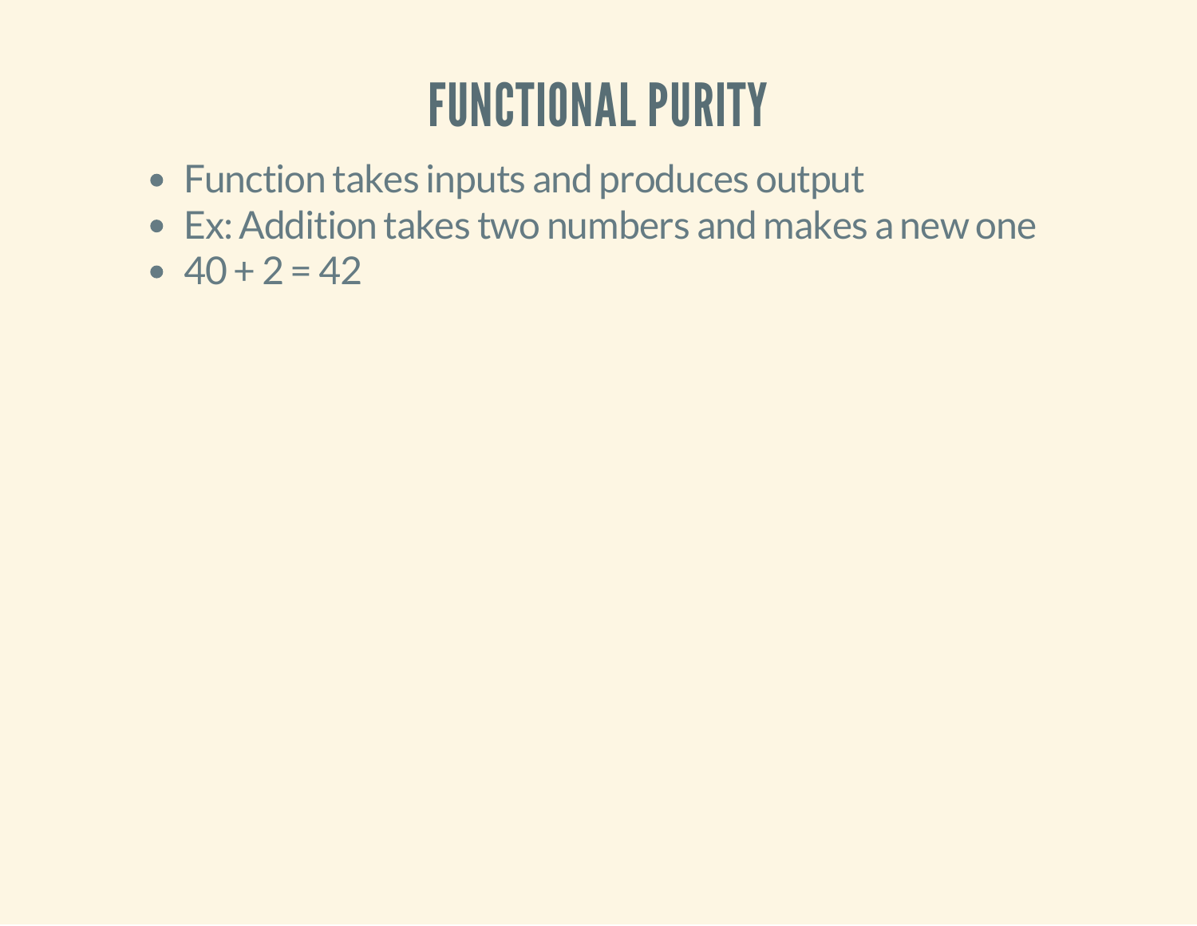# FUNCTIONAL PURITY

- Function takes inputs and produces output
- Ex: Addition takes two numbers and makes a new one
- $40 + 2 = 42$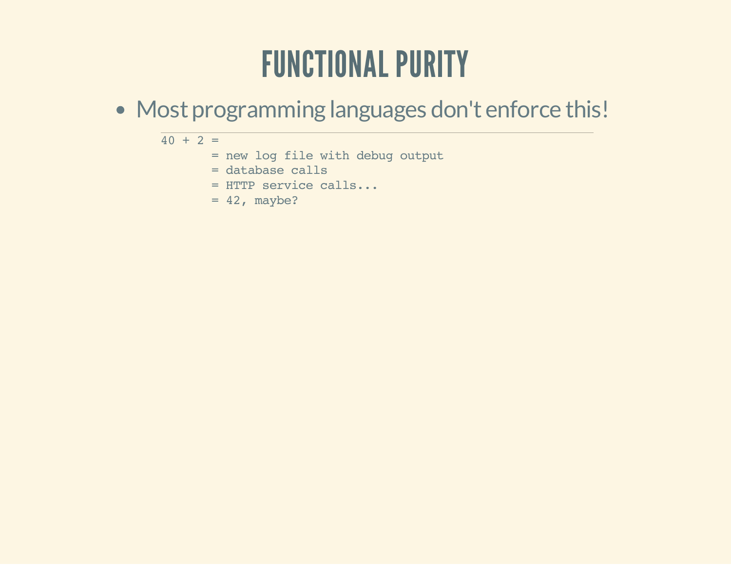# FUNCTIONAL PURITY

- Most programming languages don't enforce this!

```
40 + 2 =
       = new log file with debug output
       = database calls
       = HTTP service calls...
       = 42, maybe?
```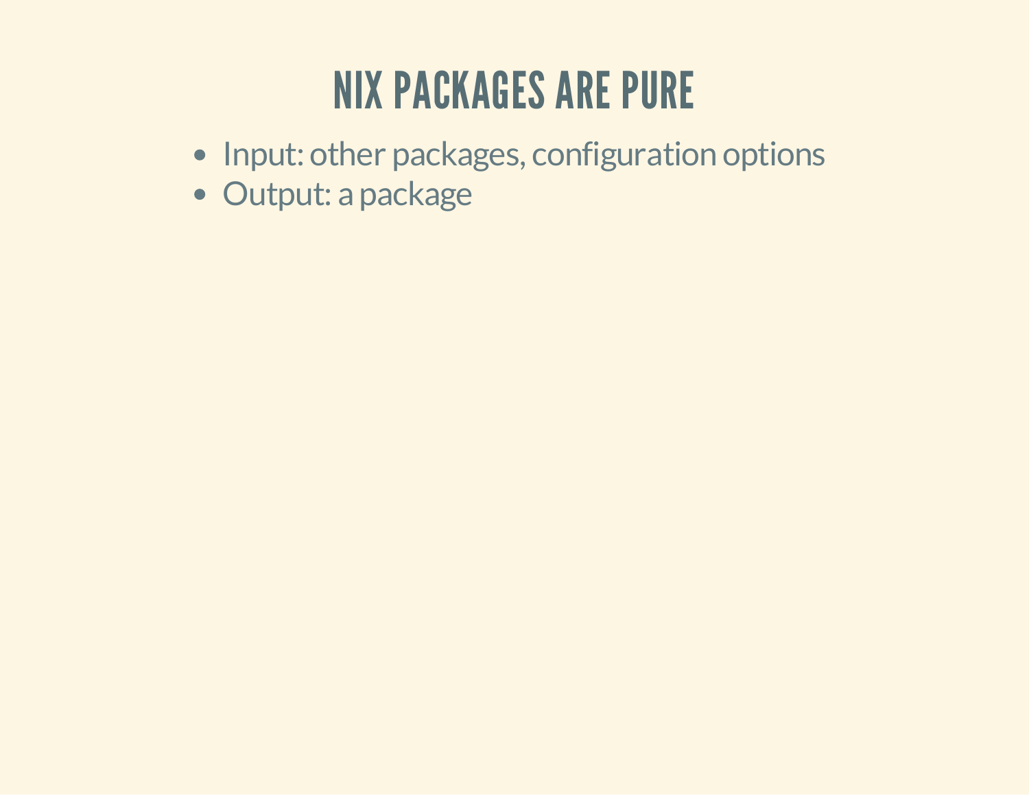# NIX PACKAGES ARE PURE

- Input: other packages, configuration options
- Output: a package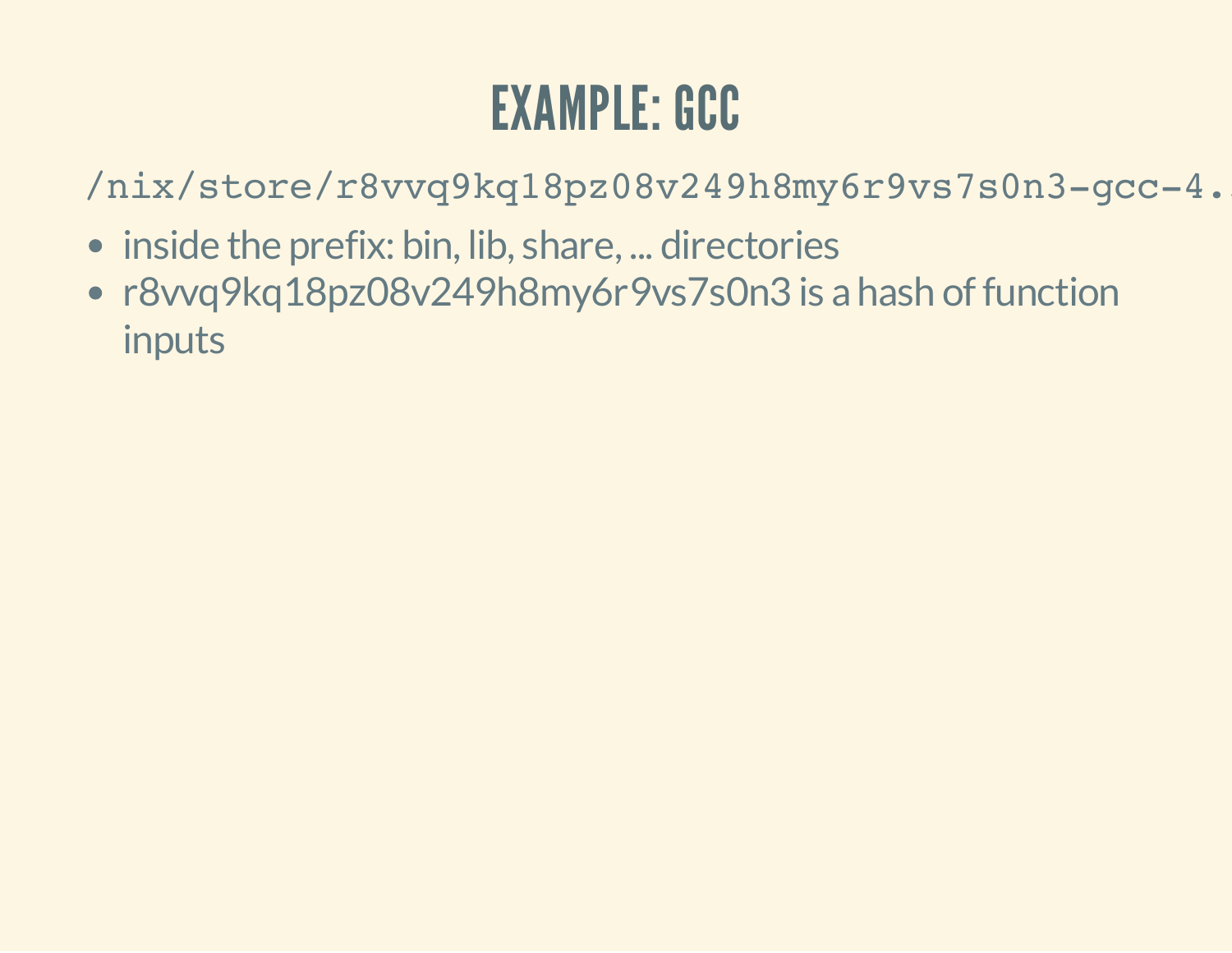# EXAMPLE: GCC

```
/nix/store/r8vvq9kq18pz08v249h8my6r9vs7s0n3-gcc-4..
```

- inside the prefix: bin, lib, share, ... directories
- r8vvq9kq18pz08v249h8my6r9vs7s0n3 is a hash of function inputs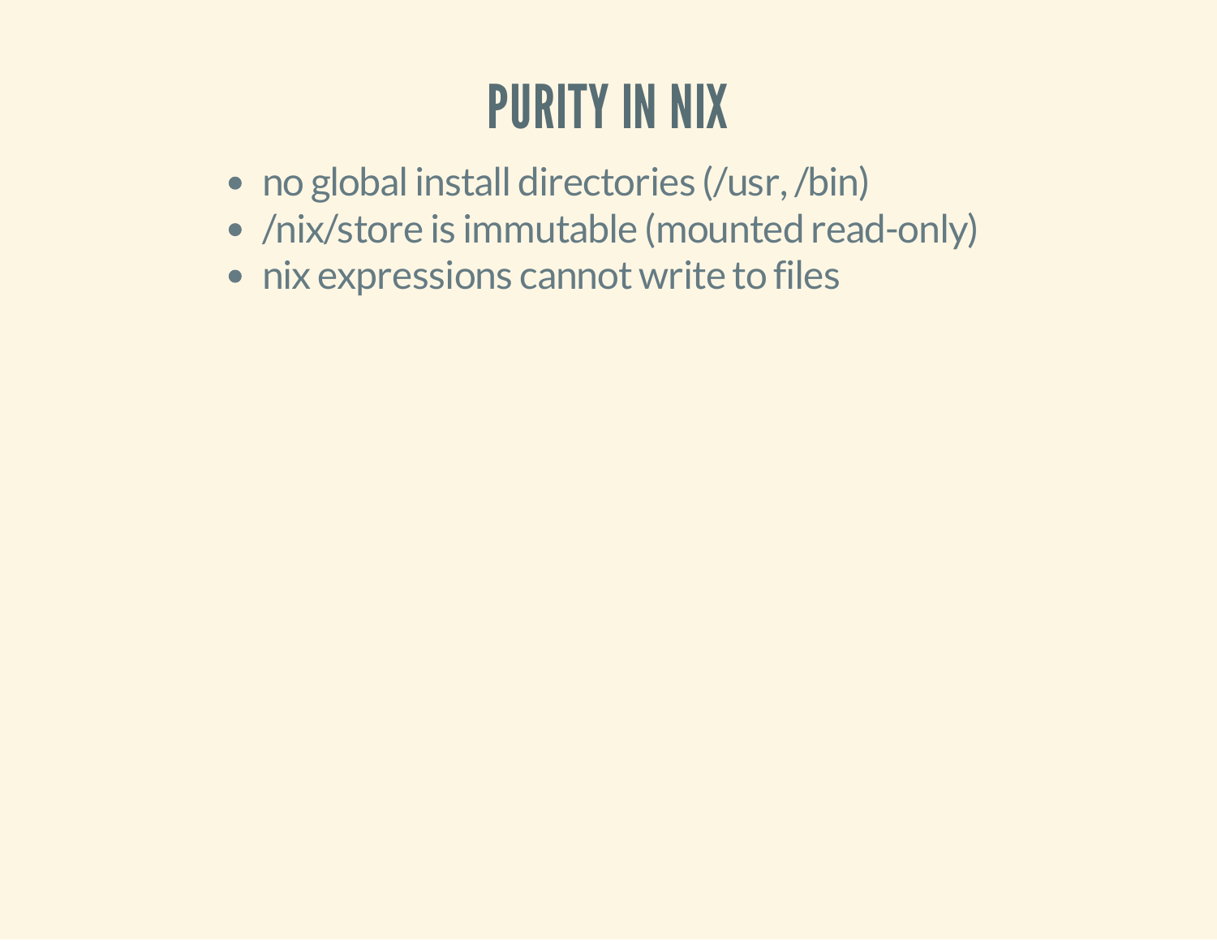# PURITY IN NIX

- no global install directories (/usr, /bin)
- /nix/store is immutable (mounted read-only)
- nix expressions cannot write to files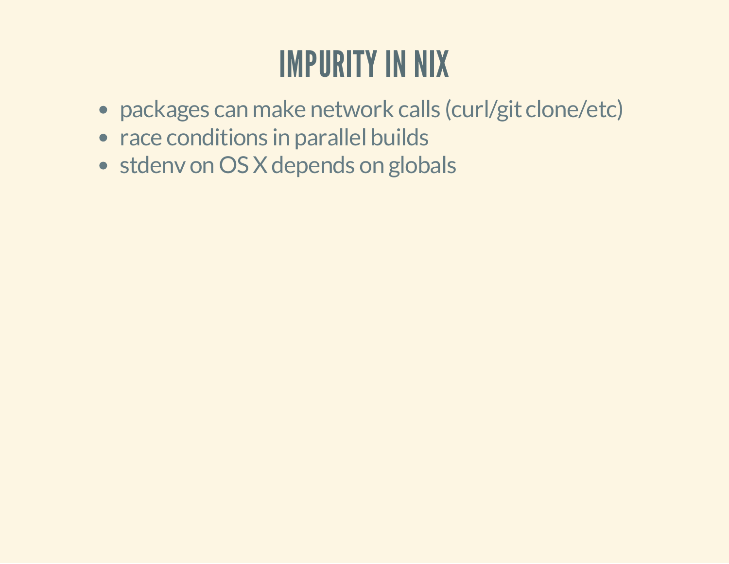# IMPURITY IN NIX

- packages can make network calls (curl/git clone/etc)
- race conditions in parallel builds
- stdenv on OS X depends on globals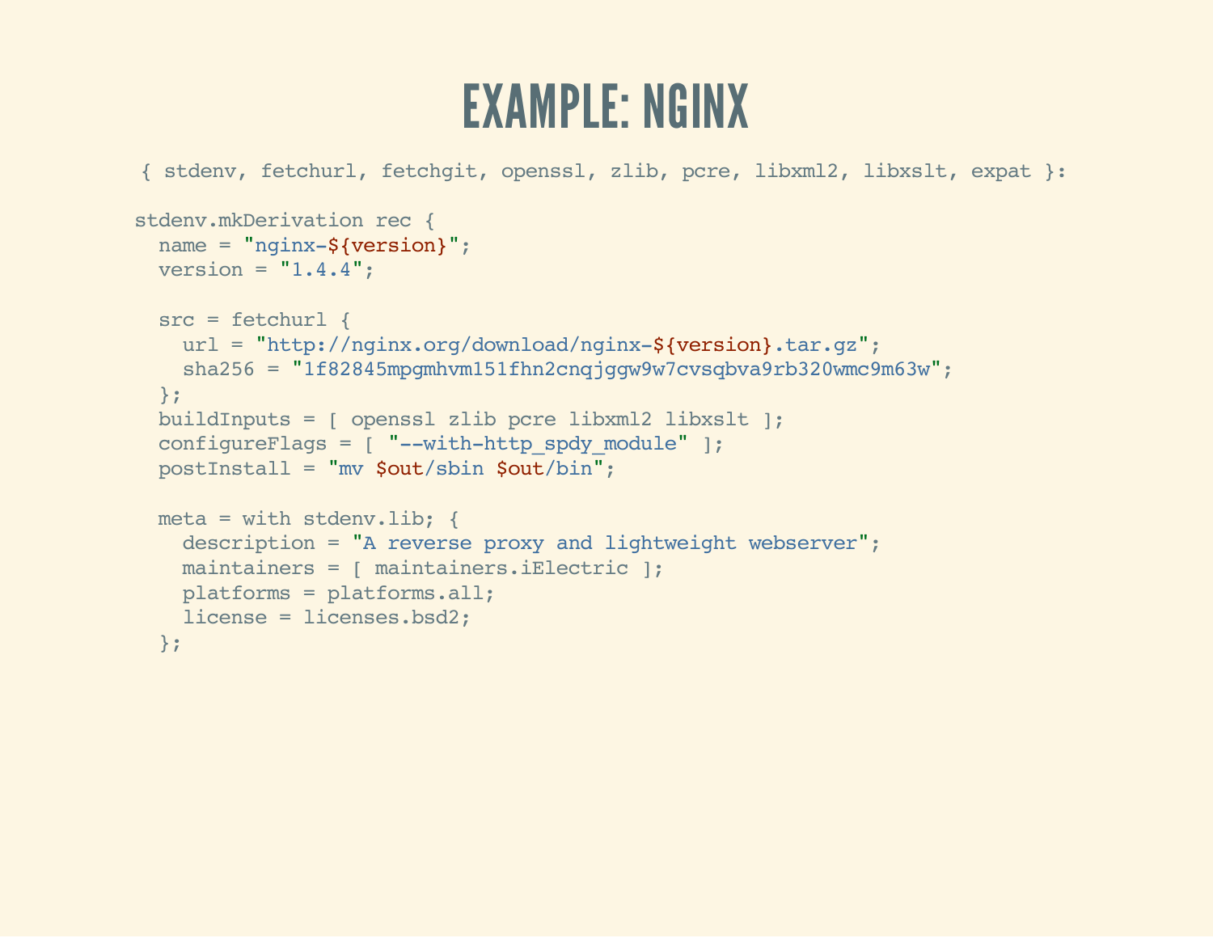# EXAMPLE: NGINX

```
{ stdenv, fetchurl, fetchgit, openssl, zlib, pcre, libxml2, libxslt, expat }:

stdenv.mkDerivation rec {
  name = "nginx-${version}";
  version = "1.4.4";

  src = fetchurl {
    url = "http://nginx.org/download/nginx-${version}.tar.gz";
    sha256 = "1f82845mpgmhvm151fhn2cnqjggw9w7cvsqbva9rb320wmc9m63w";
  };
  buildInputs = [ openssl zlib pcre libxml2 libxslt ];
  configureFlags = [ "--with-http_spdy_module" ];
  postInstall = "mv $out/sbin $out/bin";

  meta = with stdenv.lib; {
    description = "A reverse proxy and lightweight webserver";
    maintainers = [ maintainers.iElectric ];
    platforms = platforms.all;
    license = licenses.bsd2;
  };
```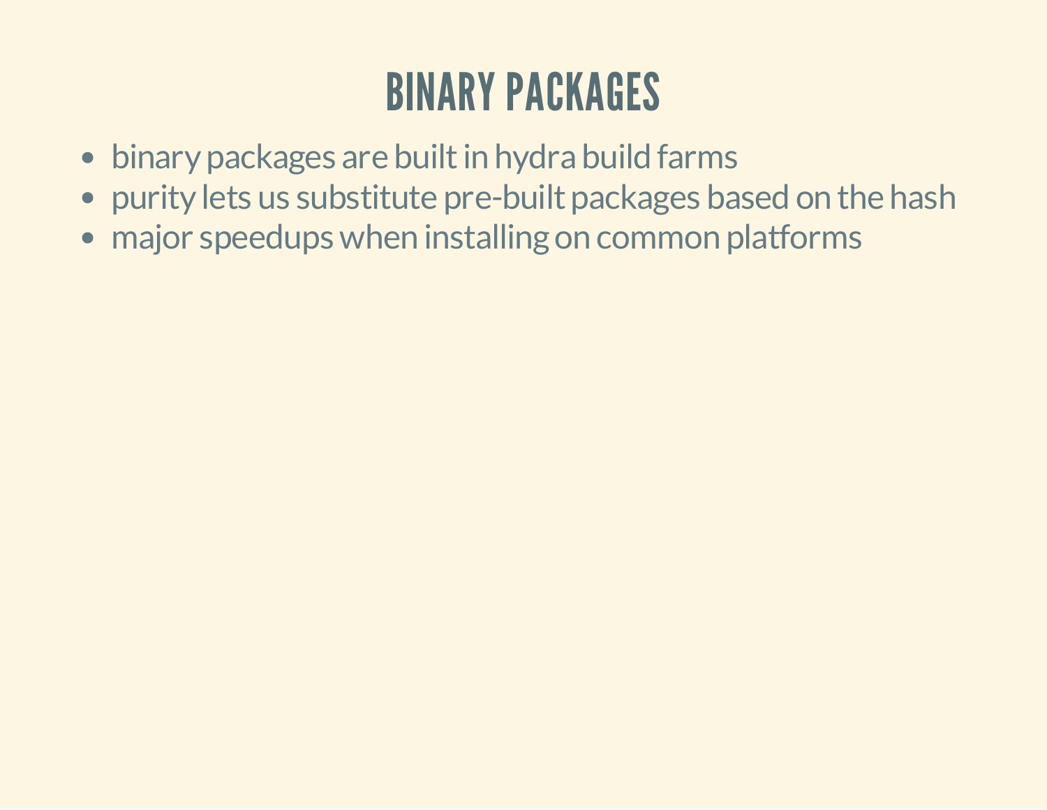# BINARY PACKAGES

- binary packages are built in hydra build farms
- purity lets us substitute pre-built packages based on the hash
- major speedups when installing on common platforms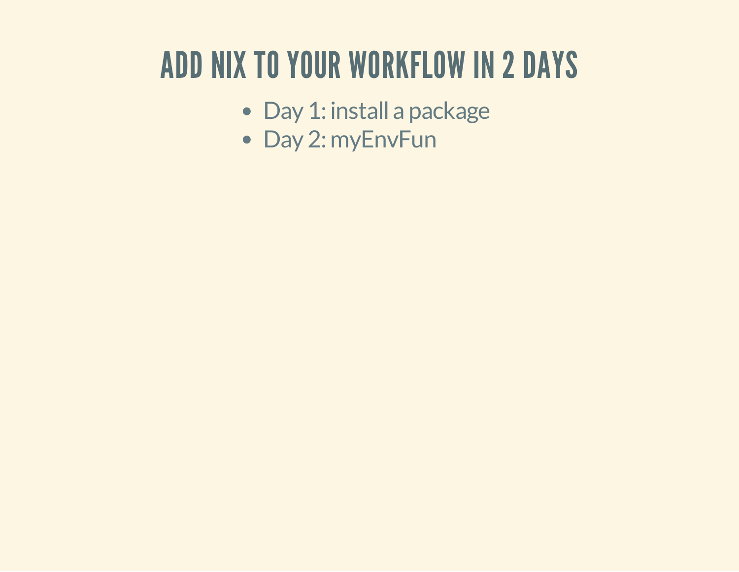# ADD NIX TO YOUR WORKFLOW IN 2 DAYS

- Day 1: install a package
- Day 2: myEnvFun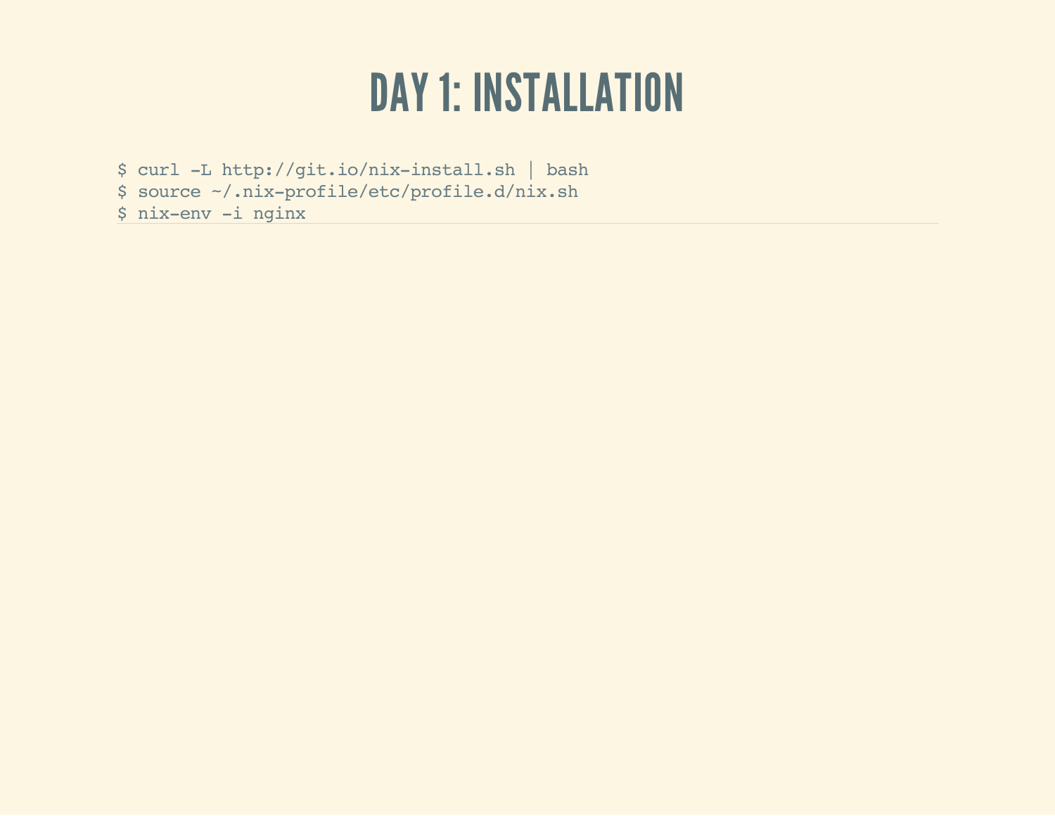# DAY 1: INSTALLATION

```
$ curl -L http://git.io/nix-install.sh | bash
$ source ~/.nix-profile/etc/profile.d/nix.sh
$ nix-env -i nginx
```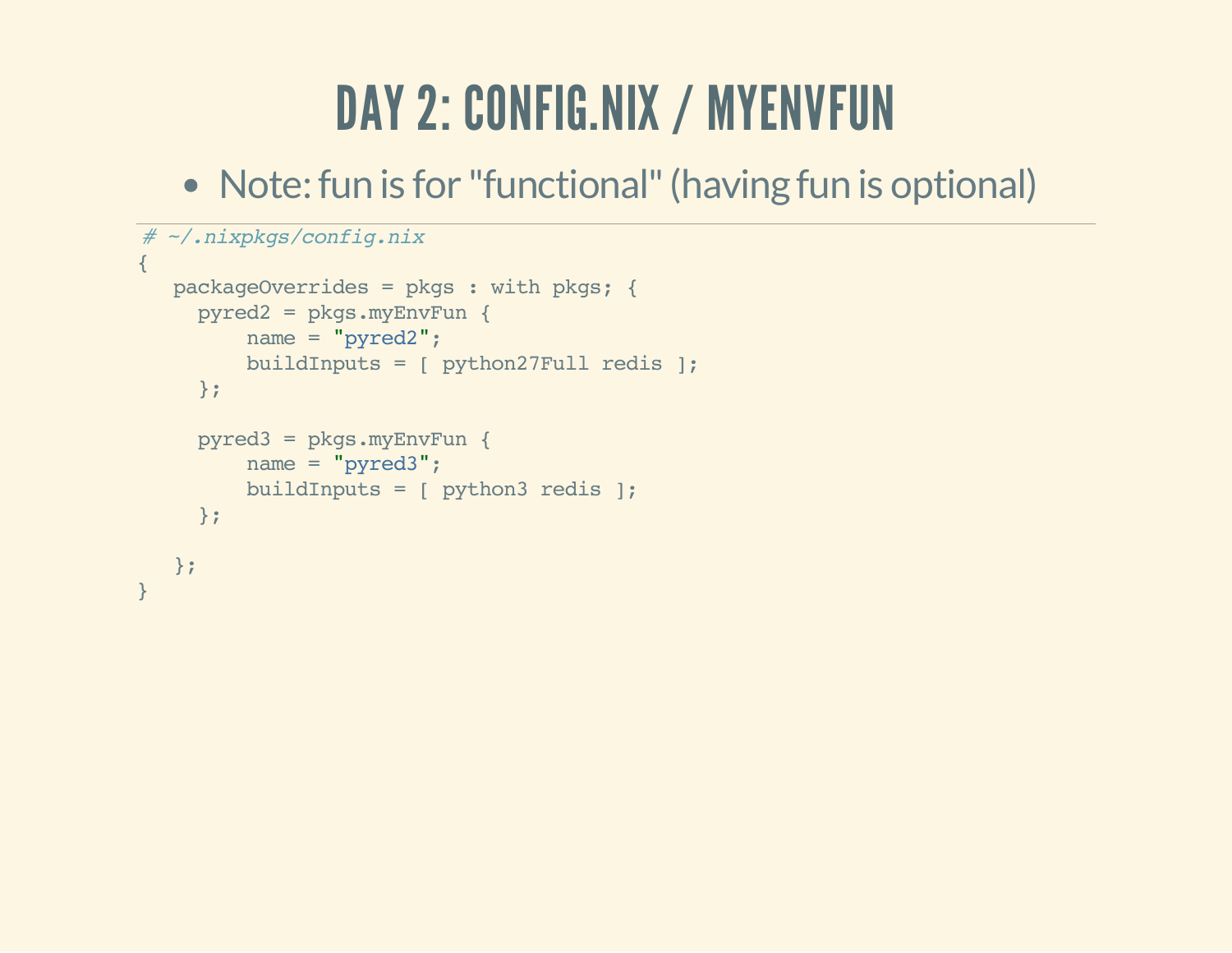# DAY 2: CONFIG.NIX / MYENVFUN

- Note: fun is for "functional" (having fun is optional)

```
# ~/.nixpkgs/config.nix
{
   packageOverrides = pkgs : with pkgs; {
     pyred2 = pkgs.myEnvFun {
         name = "pyred2";
         buildInputs = [ python27Full redis ];
     };

     pyred3 = pkgs.myEnvFun {
         name = "pyred3";
         buildInputs = [ python3 redis ];
     };

   };
}
```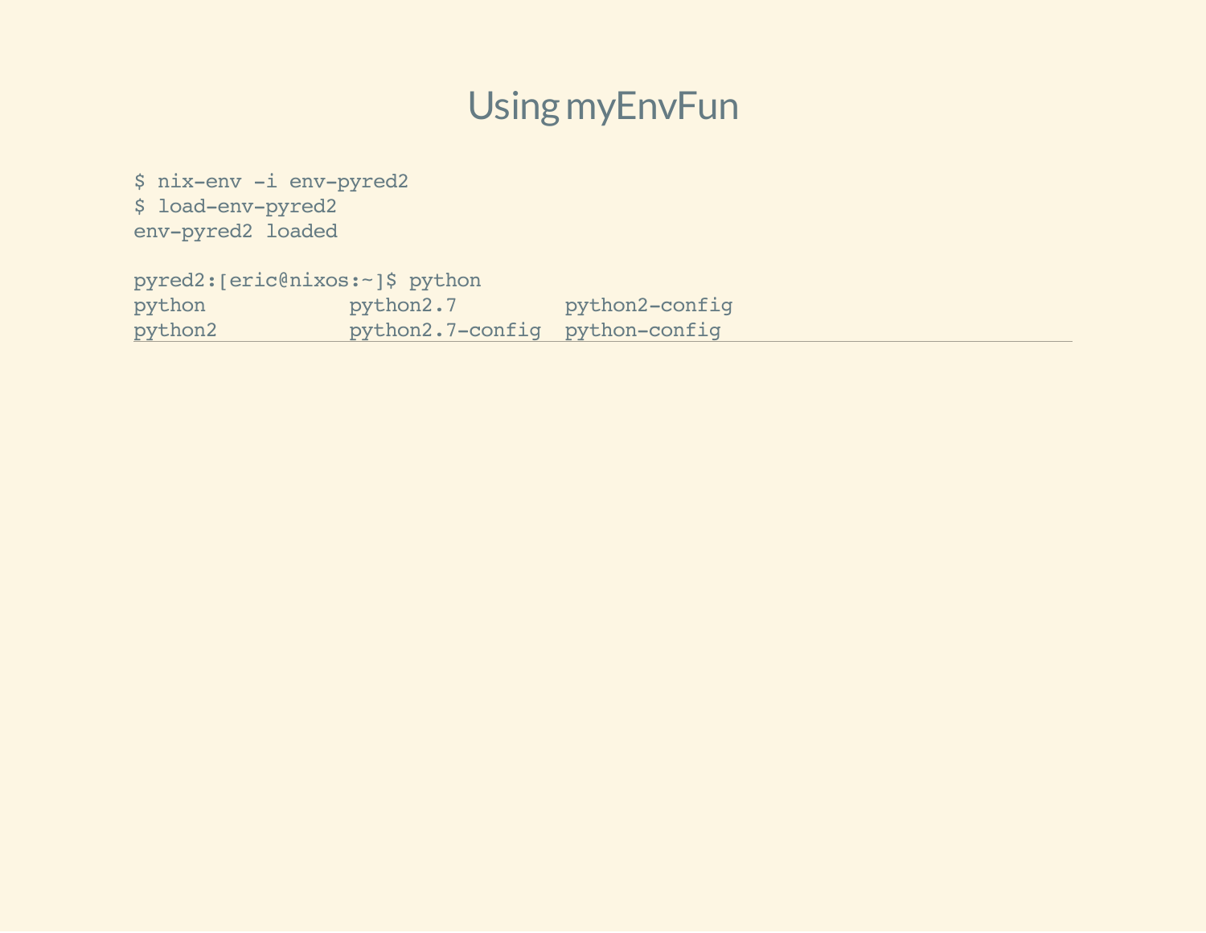# Using myEnvFun

```
$ nix-env -i env-pyred2
$ load-env-pyred2
env-pyred2 loaded

pyred2:[eric@nixos:~]$ python
python           python2.7         python2-config
python2          python2.7-config  python-config
```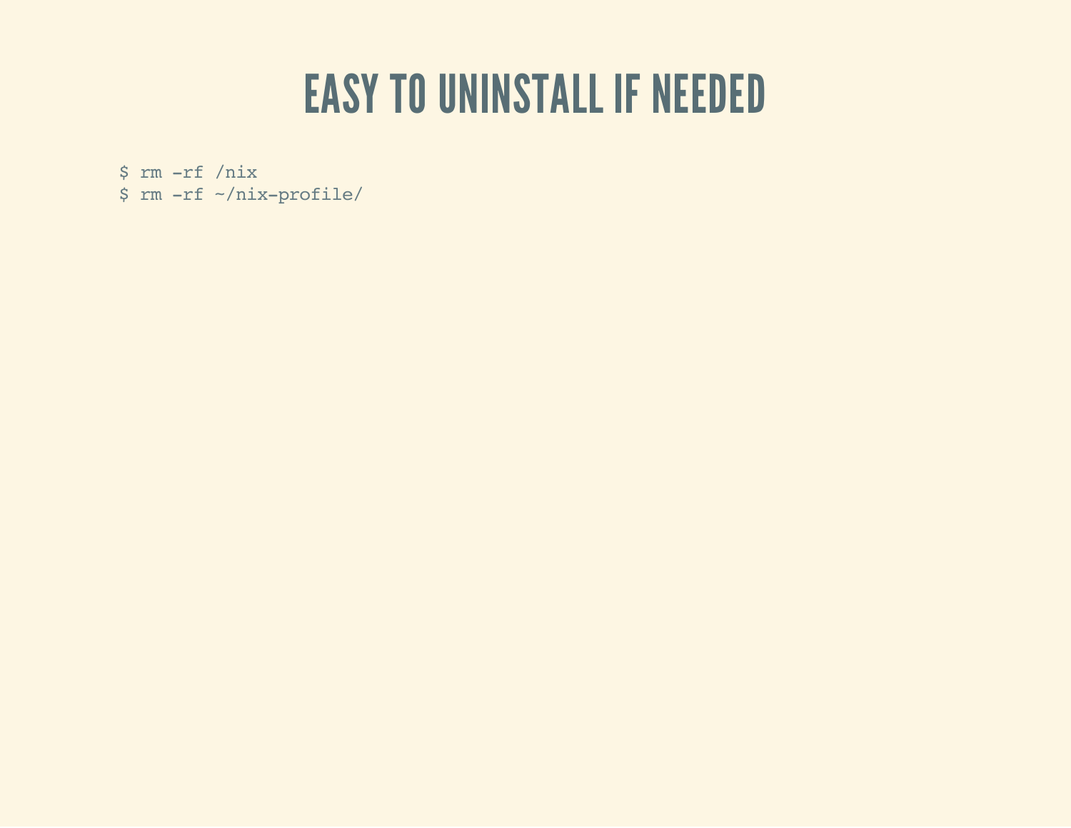# EASY TO UNINSTALL IF NEEDED

```
$ rm -rf /nix
$ rm -rf ~/nix-profile/
```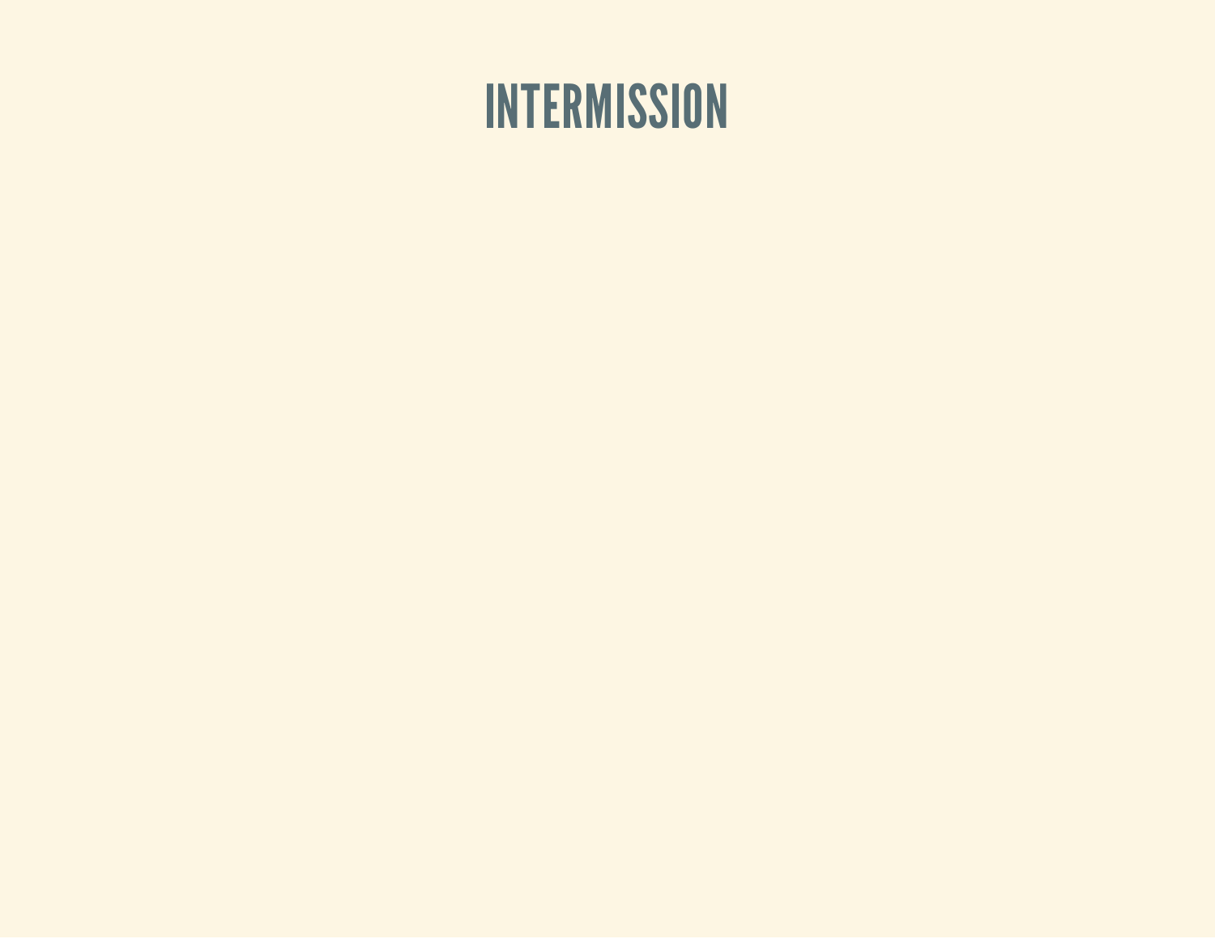# INTERMISSION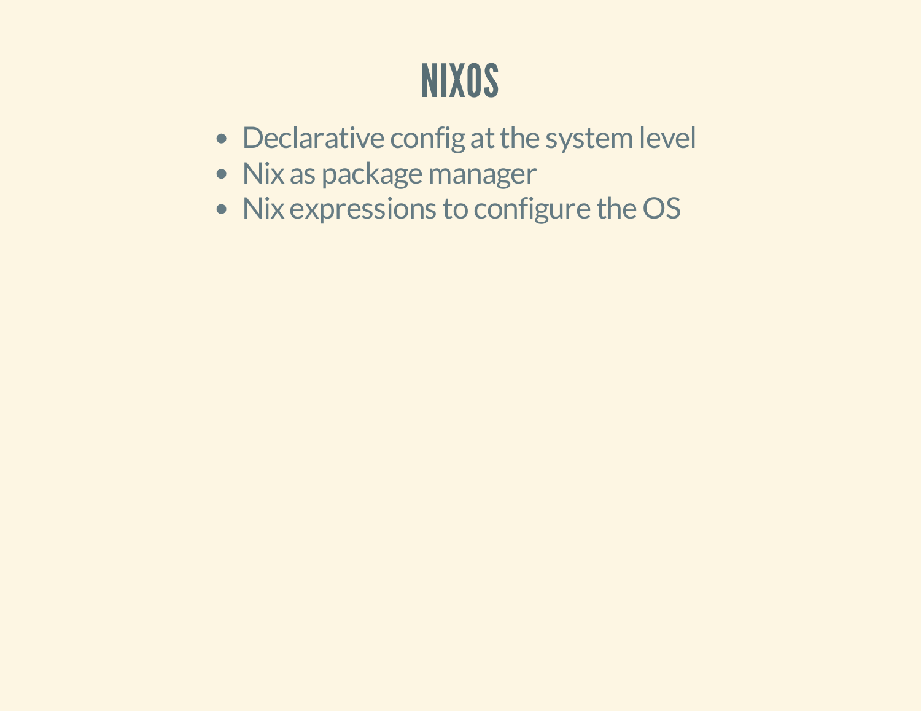# NIXOS

- Declarative config at the system level
- Nix as package manager
- Nix expressions to configure the OS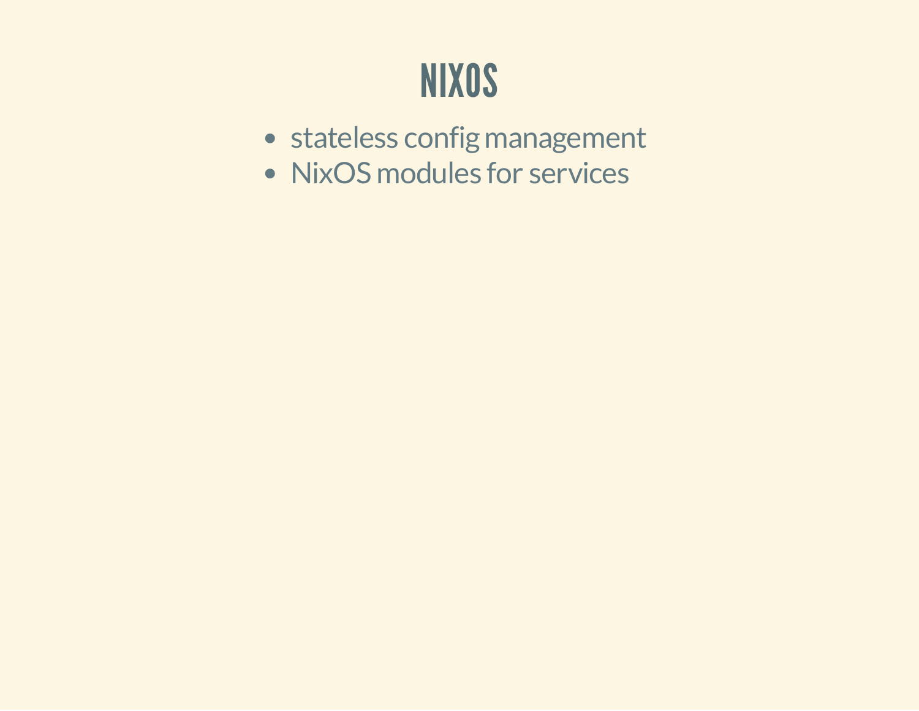# NIXOS

- stateless config management
- NixOS modules for services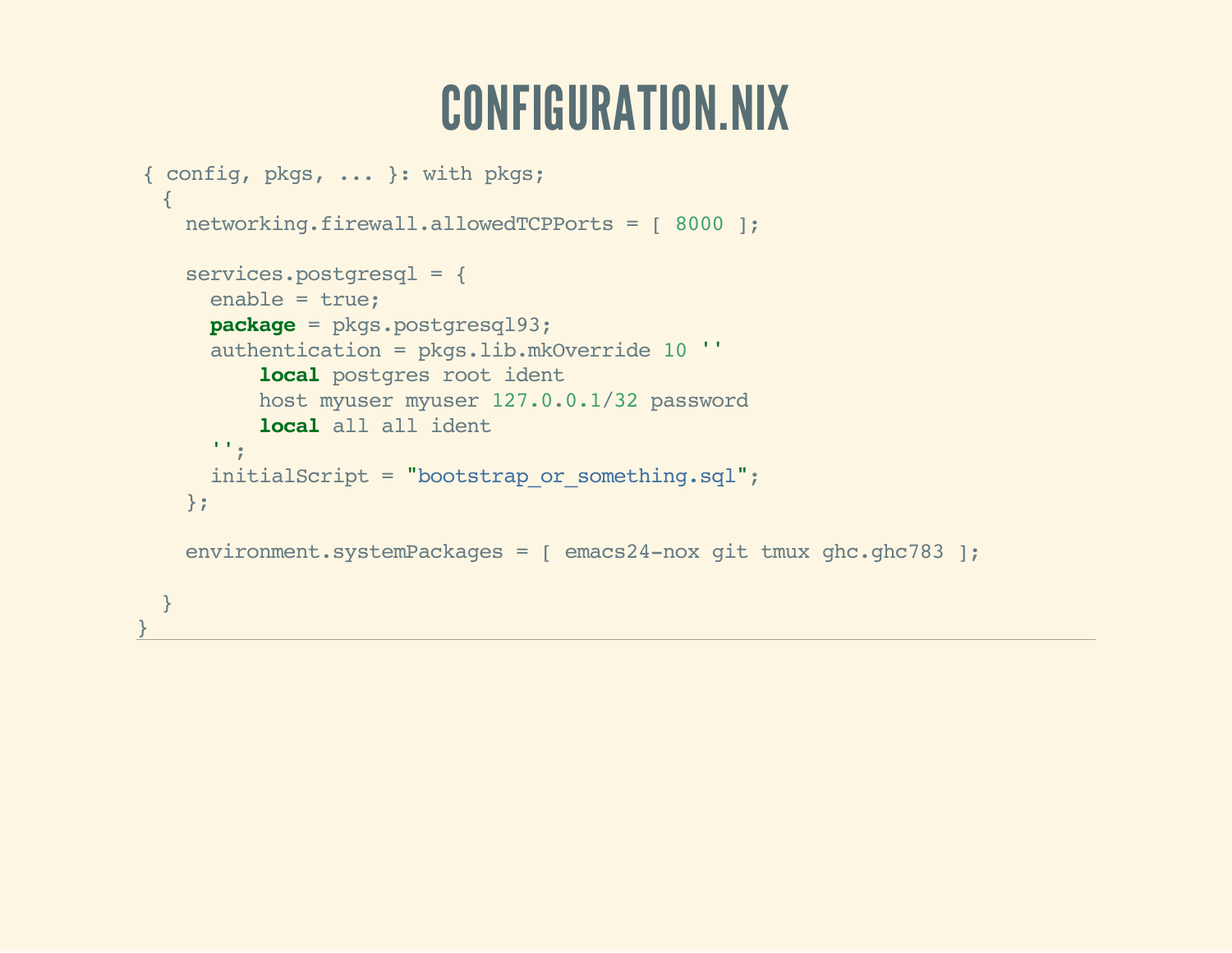# CONFIGURATION.NIX

```
{ config, pkgs, ... }: with pkgs;
 {
   networking.firewall.allowedTCPPorts = [ 8000 ];

   services.postgresql = {
     enable = true;
     package = pkgs.postgresql93;
     authentication = pkgs.lib.mkOverride 10 ''
         local postgres root ident
         host myuser myuser 127.0.0.1/32 password
         local all all ident
     '';
     initialScript = "bootstrap_or_something.sql";
   };

   environment.systemPackages = [ emacs24-nox git tmux ghc.ghc783 ];

 }
}
```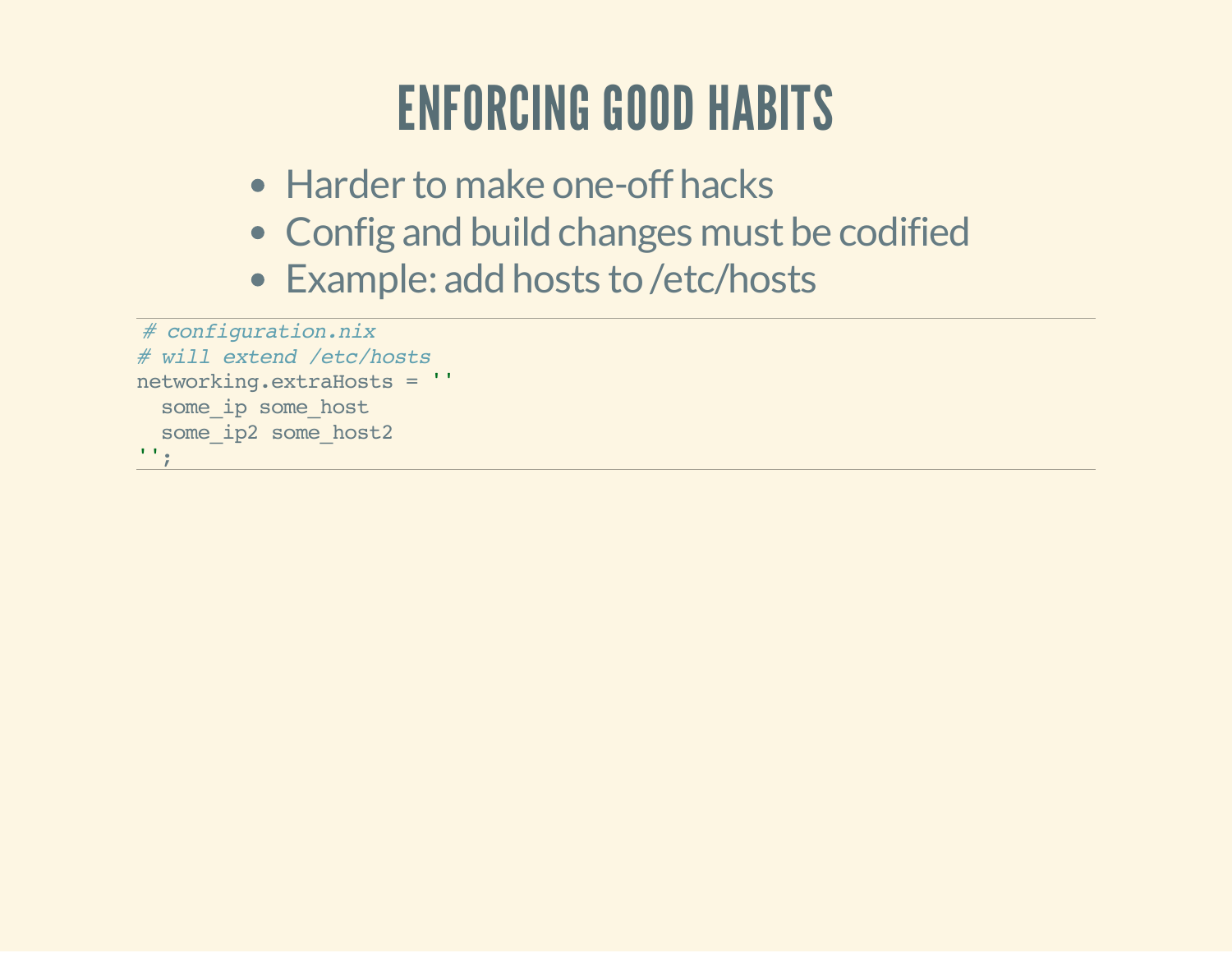# ENFORCING GOOD HABITS

- Harder to make one-off hacks
- Config and build changes must be codified
- Example: add hosts to /etc/hosts

```
 # configuration.nix
# will extend /etc/hosts
networking.extraHosts = ''
  some_ip some_host
  some_ip2 some_host2
'';
```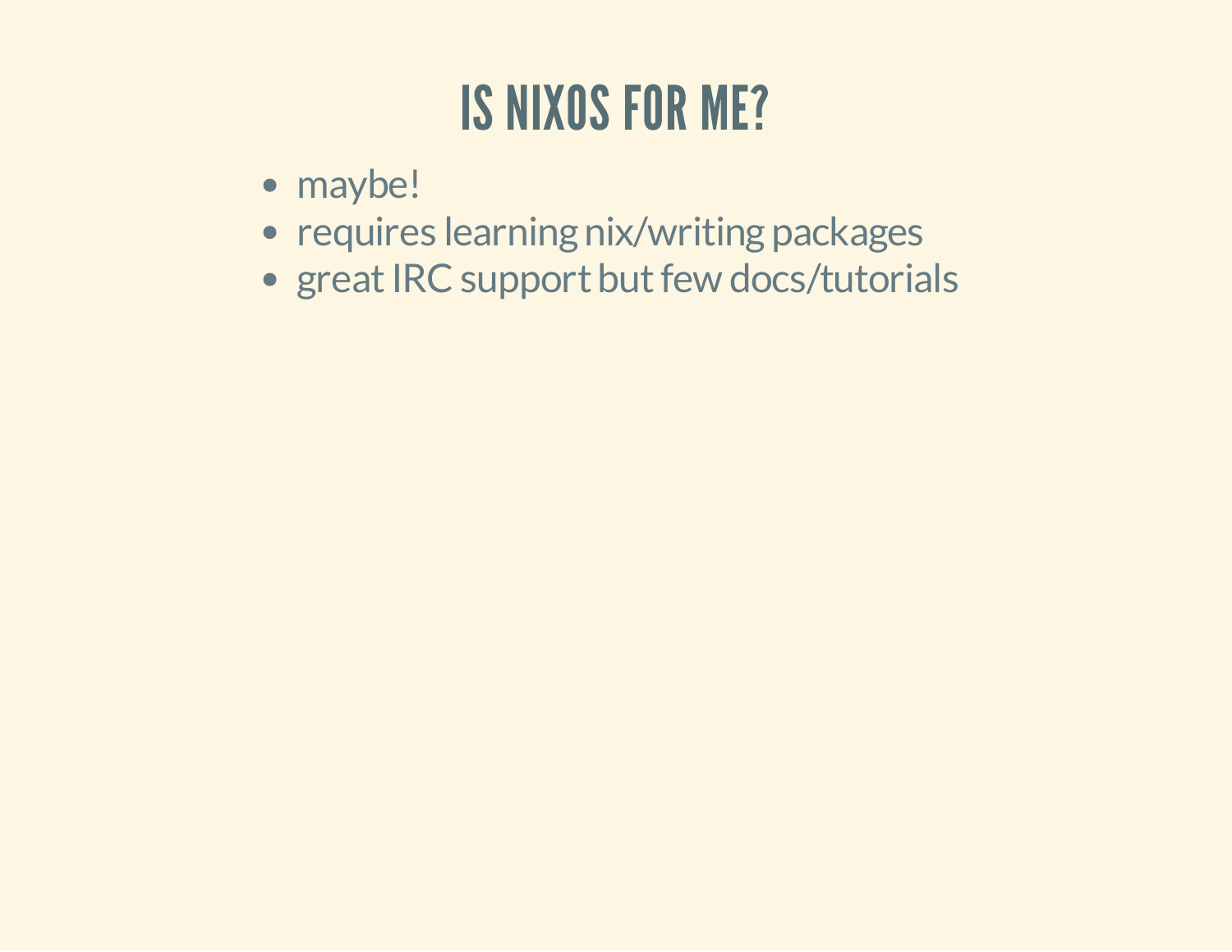# IS NIXOS FOR ME?

- maybe!
- requires learning nix/writing packages
- great IRC support but few docs/tutorials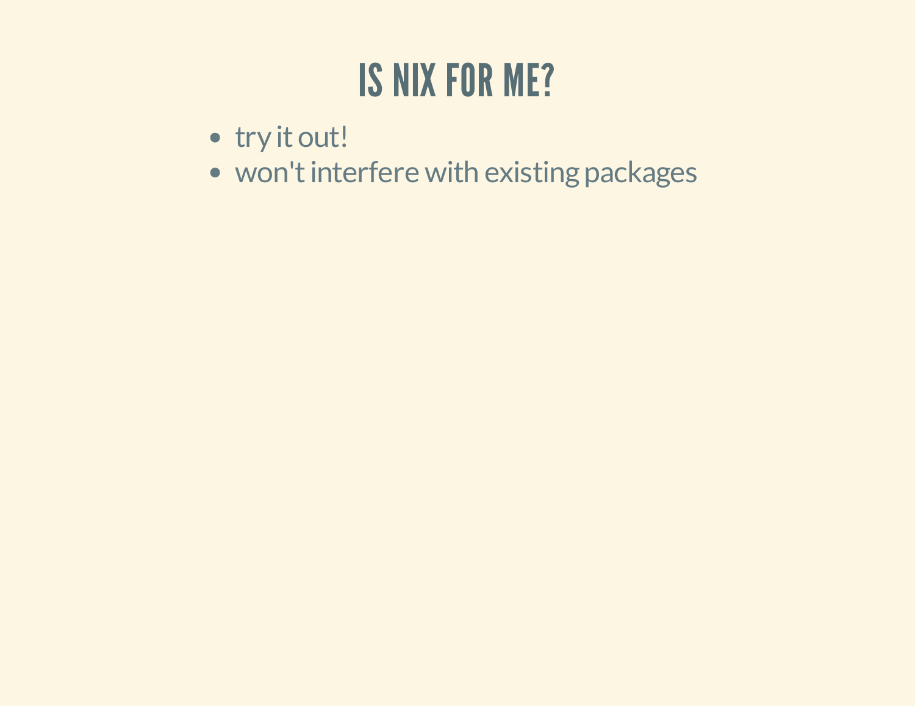# IS NIX FOR ME?

- try it out!
- won't interfere with existing packages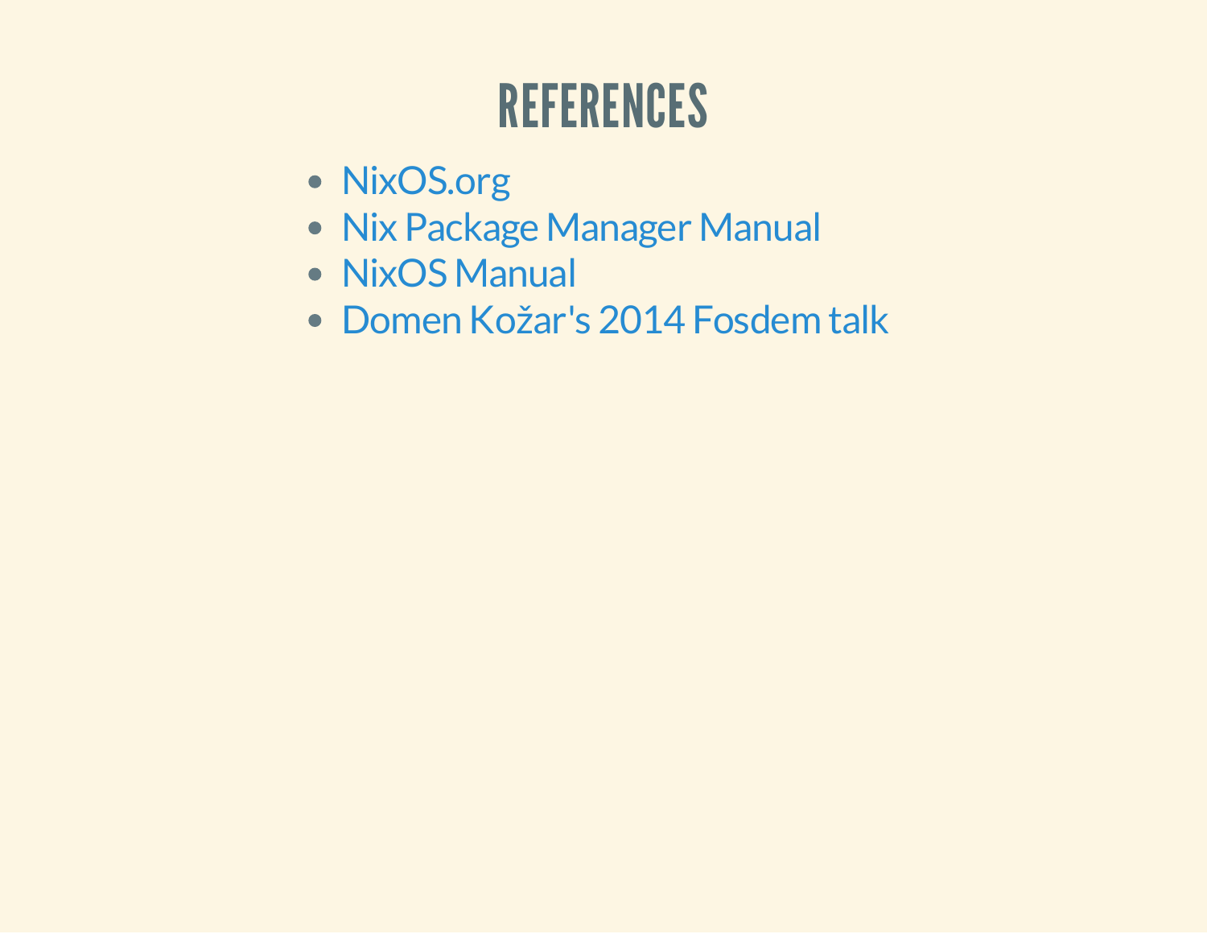# REFERENCES

- NixOS.org
- Nix Package Manager Manual
- NixOS Manual
- Domen Kožar's 2014 Fosdem talk